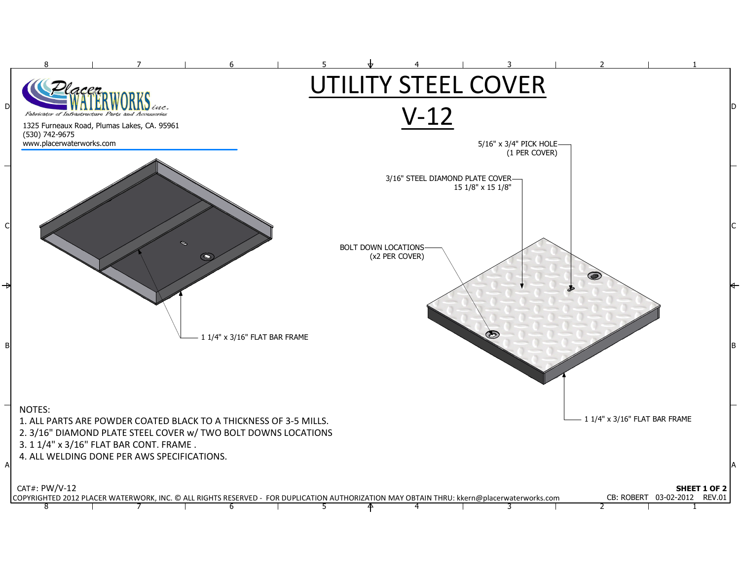Placer WATERWORKS inc.

Fabricator of Infrastructure Parts and Accessories

1325 Furneaux Road, Plumas Lakes, CA. 95961
(530) 742-9675
www.placerwaterworks.com

# UTILITY STEEL COVER

# V-12

5/16" x 3/4" PICK HOLE (1 PER COVER)

3/16" STEEL DIAMOND PLATE COVER 15 1/8" x 15 1/8"

BOLT DOWN LOCATIONS (x2 PER COVER)

1 1/4" x 3/16" FLAT BAR FRAME

1 1/4" x 3/16" FLAT BAR FRAME

NOTES:

1. ALL PARTS ARE POWDER COATED BLACK TO A THICKNESS OF 3-5 MILLS.
2. 3/16" DIAMOND PLATE STEEL COVER w/ TWO BOLT DOWNS LOCATIONS
3. 1 1/4" x 3/16" FLAT BAR CONT. FRAME .
4. ALL WELDING DONE PER AWS SPECIFICATIONS.

CAT#: PW/V-12

**SHEET 1 OF 2**

COPYRIGHTED 2012 PLACER WATERWORK, INC. © ALL RIGHTS RESERVED - FOR DUPLICATION AUTHORIZATION MAY OBTAIN THRU: kkern@placerwaterworks.com

CB: ROBERT 03-02-2012 REV.01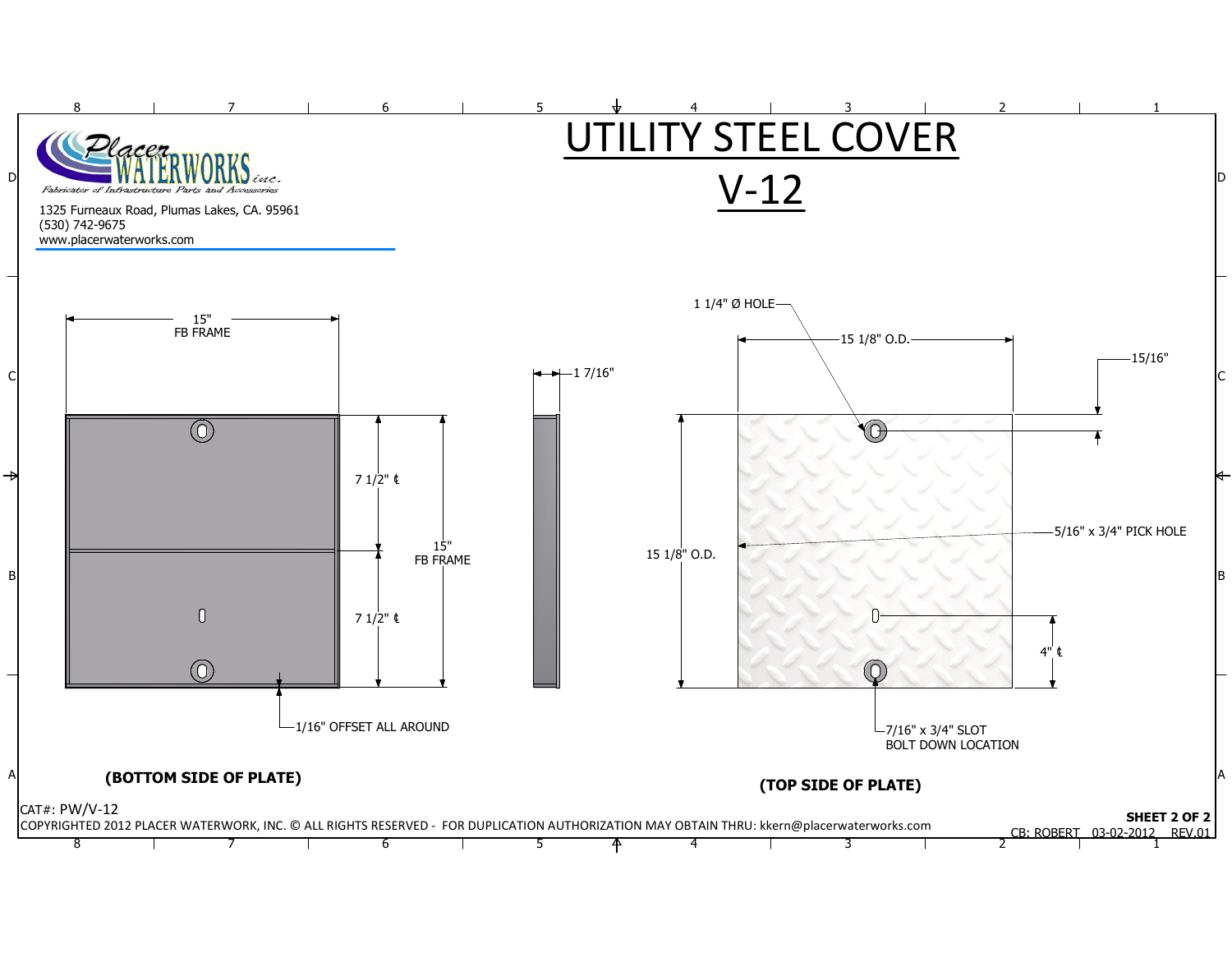Placer WATERWORKS inc.
*Fabricator of Infrastructure Parts and Accessories*

1325 Furneaux Road, Plumas Lakes, CA. 95961
(530) 742-9675
www.placerwaterworks.com

# UTILITY STEEL COVER

# V-12

15"
FB FRAME

7 1/2" ℄

15"
FB FRAME

7 1/2" ℄

1/16" OFFSET ALL AROUND

**(BOTTOM SIDE OF PLATE)**

1 7/16"

1 1/4" Ø HOLE

15 1/8" O.D.

15/16"

15 1/8" O.D.

5/16" x 3/4" PICK HOLE

4" ℄

7/16" x 3/4" SLOT
BOLT DOWN LOCATION

**(TOP SIDE OF PLATE)**

CAT#: PW/V-12

COPYRIGHTED 2012 PLACER WATERWORK, INC. © ALL RIGHTS RESERVED - FOR DUPLICATION AUTHORIZATION MAY OBTAIN THRU: kkern@placerwaterworks.com

**SHEET 2 OF 2**

CB: ROBERT 03-02-2012 REV.01